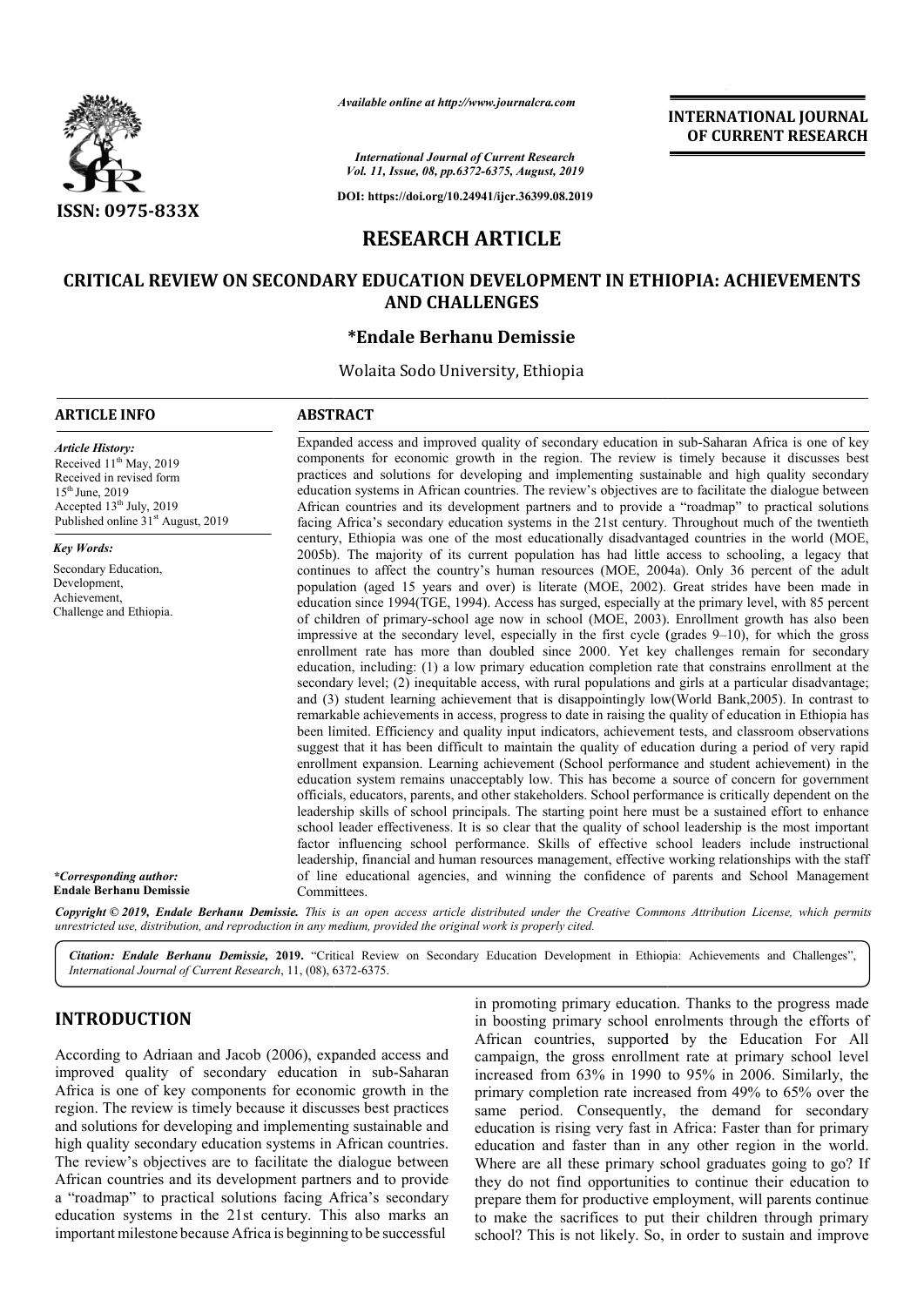*Available online at http://www.journalcra.com*

*International Journal of Current Research*
*Vol. 11, Issue, 08, pp.6372-6375, August, 2019*

**DOI: https://doi.org/10.24941/ijcr.36399.08.2019**

**ISSN: 0975-833X**

**INTERNATIONAL JOURNAL OF CURRENT RESEARCH**

# RESEARCH ARTICLE

# CRITICAL REVIEW ON SECONDARY EDUCATION DEVELOPMENT IN ETHIOPIA: ACHIEVEMENTS AND CHALLENGES

**\*Endale Berhanu Demissie**

Wolaita Sodo University, Ethiopia

## ARTICLE INFO

*Article History:*
Received 11th May, 2019
Received in revised form 15th June, 2019
Accepted 13th July, 2019
Published online 31st August, 2019

*Key Words:*
Secondary Education, Development, Achievement, Challenge and Ethiopia.

**\*Corresponding author:**
**Endale Berhanu Demissie**

## ABSTRACT

Expanded access and improved quality of secondary education in sub-Saharan Africa is one of key components for economic growth in the region. The review is timely because it discusses best practices and solutions for developing and implementing sustainable and high quality secondary education systems in African countries. The review's objectives are to facilitate the dialogue between African countries and its development partners and to provide a "roadmap" to practical solutions facing Africa's secondary education systems in the 21st century. Throughout much of the twentieth century, Ethiopia was one of the most educationally disadvantaged countries in the world (MOE, 2005b). The majority of its current population has had little access to schooling, a legacy that continues to affect the country's human resources (MOE, 2004a). Only 36 percent of the adult population (aged 15 years and over) is literate (MOE, 2002). Great strides have been made in education since 1994(TGE, 1994). Access has surged, especially at the primary level, with 85 percent of children of primary-school age now in school (MOE, 2003). Enrollment growth has also been impressive at the secondary level, especially in the first cycle (grades 9–10), for which the gross enrollment rate has more than doubled since 2000. Yet key challenges remain for secondary education, including: (1) a low primary education completion rate that constrains enrollment at the secondary level; (2) inequitable access, with rural populations and girls at a particular disadvantage; and (3) student learning achievement that is disappointingly low(World Bank,2005). In contrast to remarkable achievements in access, progress to date in raising the quality of education in Ethiopia has been limited. Efficiency and quality input indicators, achievement tests, and classroom observations suggest that it has been difficult to maintain the quality of education during a period of very rapid enrollment expansion. Learning achievement (School performance and student achievement) in the education system remains unacceptably low. This has become a source of concern for government officials, educators, parents, and other stakeholders. School performance is critically dependent on the leadership skills of school principals. The starting point here must be a sustained effort to enhance school leader effectiveness. It is so clear that the quality of school leadership is the most important factor influencing school performance. Skills of effective school leaders include instructional leadership, financial and human resources management, effective working relationships with the staff of line educational agencies, and winning the confidence of parents and School Management Committees.

*Copyright © 2019, Endale Berhanu Demissie. This is an open access article distributed under the Creative Commons Attribution License, which permits unrestricted use, distribution, and reproduction in any medium, provided the original work is properly cited.*

*Citation: Endale Berhanu Demissie,* **2019.** "Critical Review on Secondary Education Development in Ethiopia: Achievements and Challenges", *International Journal of Current Research*, 11, (08), 6372-6375.

## INTRODUCTION

According to Adriaan and Jacob (2006), expanded access and improved quality of secondary education in sub-Saharan Africa is one of key components for economic growth in the region. The review is timely because it discusses best practices and solutions for developing and implementing sustainable and high quality secondary education systems in African countries. The review's objectives are to facilitate the dialogue between African countries and its development partners and to provide a "roadmap" to practical solutions facing Africa's secondary education systems in the 21st century. This also marks an important milestone because Africa is beginning to be successful in promoting primary education. Thanks to the progress made in boosting primary school enrolments through the efforts of African countries, supported by the Education For All campaign, the gross enrollment rate at primary school level increased from 63% in 1990 to 95% in 2006. Similarly, the primary completion rate increased from 49% to 65% over the same period. Consequently, the demand for secondary education is rising very fast in Africa: Faster than for primary education and faster than in any other region in the world. Where are all these primary school graduates going to go? If they do not find opportunities to continue their education to prepare them for productive employment, will parents continue to make the sacrifices to put their children through primary school? This is not likely. So, in order to sustain and improve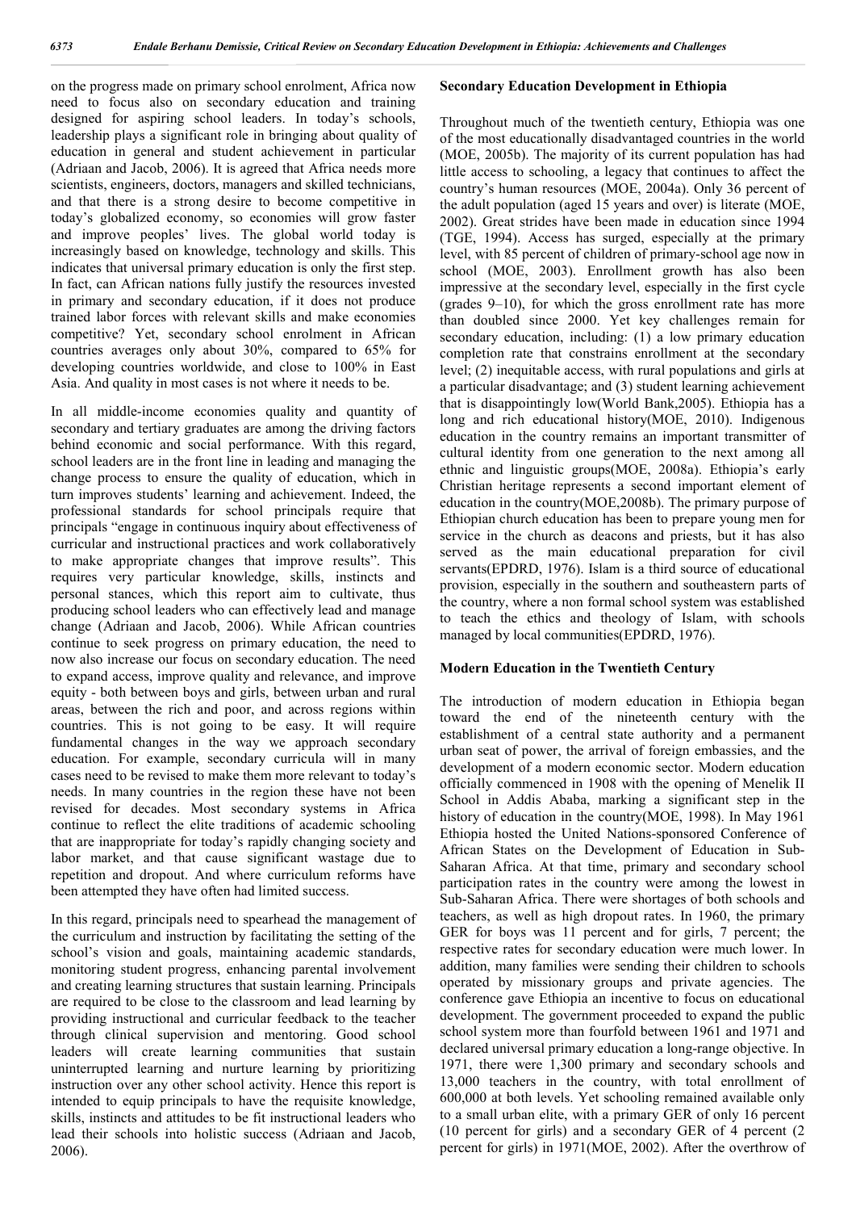on the progress made on primary school enrolment, Africa now need to focus also on secondary education and training designed for aspiring school leaders. In today's schools, leadership plays a significant role in bringing about quality of education in general and student achievement in particular (Adriaan and Jacob, 2006). It is agreed that Africa needs more scientists, engineers, doctors, managers and skilled technicians, and that there is a strong desire to become competitive in today's globalized economy, so economies will grow faster and improve peoples' lives. The global world today is increasingly based on knowledge, technology and skills. This indicates that universal primary education is only the first step. In fact, can African nations fully justify the resources invested in primary and secondary education, if it does not produce trained labor forces with relevant skills and make economies competitive? Yet, secondary school enrolment in African countries averages only about 30%, compared to 65% for developing countries worldwide, and close to 100% in East Asia. And quality in most cases is not where it needs to be.

In all middle-income economies quality and quantity of secondary and tertiary graduates are among the driving factors behind economic and social performance. With this regard, school leaders are in the front line in leading and managing the change process to ensure the quality of education, which in turn improves students' learning and achievement. Indeed, the professional standards for school principals require that principals "engage in continuous inquiry about effectiveness of curricular and instructional practices and work collaboratively to make appropriate changes that improve results". This requires very particular knowledge, skills, instincts and personal stances, which this report aim to cultivate, thus producing school leaders who can effectively lead and manage change (Adriaan and Jacob, 2006). While African countries continue to seek progress on primary education, the need to now also increase our focus on secondary education. The need to expand access, improve quality and relevance, and improve equity - both between boys and girls, between urban and rural areas, between the rich and poor, and across regions within countries. This is not going to be easy. It will require fundamental changes in the way we approach secondary education. For example, secondary curricula will in many cases need to be revised to make them more relevant to today's needs. In many countries in the region these have not been revised for decades. Most secondary systems in Africa continue to reflect the elite traditions of academic schooling that are inappropriate for today's rapidly changing society and labor market, and that cause significant wastage due to repetition and dropout. And where curriculum reforms have been attempted they have often had limited success.

In this regard, principals need to spearhead the management of the curriculum and instruction by facilitating the setting of the school's vision and goals, maintaining academic standards, monitoring student progress, enhancing parental involvement and creating learning structures that sustain learning. Principals are required to be close to the classroom and lead learning by providing instructional and curricular feedback to the teacher through clinical supervision and mentoring. Good school leaders will create learning communities that sustain uninterrupted learning and nurture learning by prioritizing instruction over any other school activity. Hence this report is intended to equip principals to have the requisite knowledge, skills, instincts and attitudes to be fit instructional leaders who lead their schools into holistic success (Adriaan and Jacob, 2006).

## Secondary Education Development in Ethiopia

Throughout much of the twentieth century, Ethiopia was one of the most educationally disadvantaged countries in the world (MOE, 2005b). The majority of its current population has had little access to schooling, a legacy that continues to affect the country's human resources (MOE, 2004a). Only 36 percent of the adult population (aged 15 years and over) is literate (MOE, 2002). Great strides have been made in education since 1994 (TGE, 1994). Access has surged, especially at the primary level, with 85 percent of children of primary-school age now in school (MOE, 2003). Enrollment growth has also been impressive at the secondary level, especially in the first cycle (grades 9–10), for which the gross enrollment rate has more than doubled since 2000. Yet key challenges remain for secondary education, including: (1) a low primary education completion rate that constrains enrollment at the secondary level; (2) inequitable access, with rural populations and girls at a particular disadvantage; and (3) student learning achievement that is disappointingly low(World Bank,2005). Ethiopia has a long and rich educational history(MOE, 2010). Indigenous education in the country remains an important transmitter of cultural identity from one generation to the next among all ethnic and linguistic groups(MOE, 2008a). Ethiopia's early Christian heritage represents a second important element of education in the country(MOE,2008b). The primary purpose of Ethiopian church education has been to prepare young men for service in the church as deacons and priests, but it has also served as the main educational preparation for civil servants(EPDRD, 1976). Islam is a third source of educational provision, especially in the southern and southeastern parts of the country, where a non formal school system was established to teach the ethics and theology of Islam, with schools managed by local communities(EPDRD, 1976).

## Modern Education in the Twentieth Century

The introduction of modern education in Ethiopia began toward the end of the nineteenth century with the establishment of a central state authority and a permanent urban seat of power, the arrival of foreign embassies, and the development of a modern economic sector. Modern education officially commenced in 1908 with the opening of Menelik II School in Addis Ababa, marking a significant step in the history of education in the country(MOE, 1998). In May 1961 Ethiopia hosted the United Nations-sponsored Conference of African States on the Development of Education in Sub-Saharan Africa. At that time, primary and secondary school participation rates in the country were among the lowest in Sub-Saharan Africa. There were shortages of both schools and teachers, as well as high dropout rates. In 1960, the primary GER for boys was 11 percent and for girls, 7 percent; the respective rates for secondary education were much lower. In addition, many families were sending their children to schools operated by missionary groups and private agencies. The conference gave Ethiopia an incentive to focus on educational development. The government proceeded to expand the public school system more than fourfold between 1961 and 1971 and declared universal primary education a long-range objective. In 1971, there were 1,300 primary and secondary schools and 13,000 teachers in the country, with total enrollment of 600,000 at both levels. Yet schooling remained available only to a small urban elite, with a primary GER of only 16 percent (10 percent for girls) and a secondary GER of 4 percent (2 percent for girls) in 1971(MOE, 2002). After the overthrow of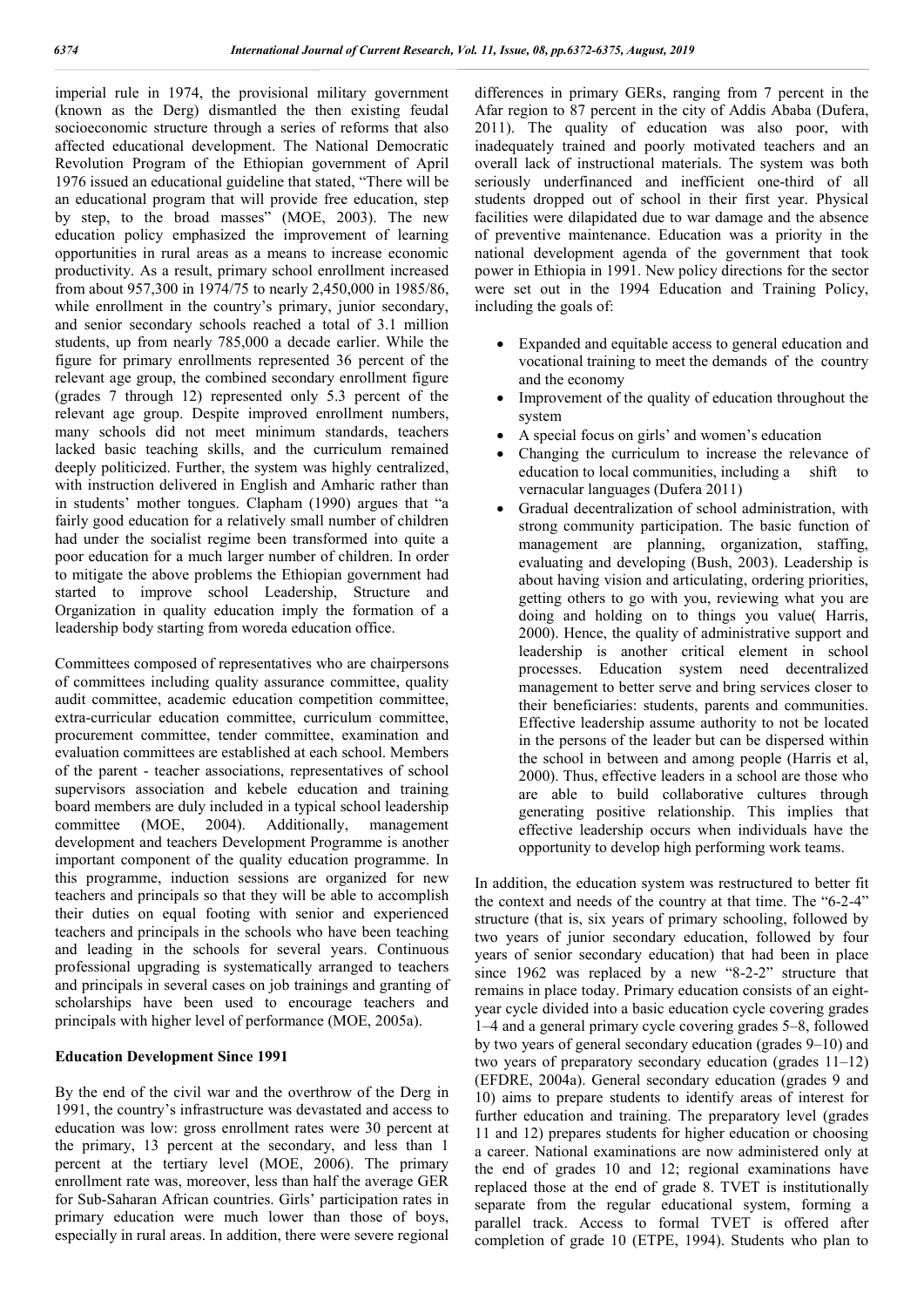imperial rule in 1974, the provisional military government (known as the Derg) dismantled the then existing feudal socioeconomic structure through a series of reforms that also affected educational development. The National Democratic Revolution Program of the Ethiopian government of April 1976 issued an educational guideline that stated, "There will be an educational program that will provide free education, step by step, to the broad masses" (MOE, 2003). The new education policy emphasized the improvement of learning opportunities in rural areas as a means to increase economic productivity. As a result, primary school enrollment increased from about 957,300 in 1974/75 to nearly 2,450,000 in 1985/86, while enrollment in the country's primary, junior secondary, and senior secondary schools reached a total of 3.1 million students, up from nearly 785,000 a decade earlier. While the figure for primary enrollments represented 36 percent of the relevant age group, the combined secondary enrollment figure (grades 7 through 12) represented only 5.3 percent of the relevant age group. Despite improved enrollment numbers, many schools did not meet minimum standards, teachers lacked basic teaching skills, and the curriculum remained deeply politicized. Further, the system was highly centralized, with instruction delivered in English and Amharic rather than in students' mother tongues. Clapham (1990) argues that "a fairly good education for a relatively small number of children had under the socialist regime been transformed into quite a poor education for a much larger number of children. In order to mitigate the above problems the Ethiopian government had started to improve school Leadership, Structure and Organization in quality education imply the formation of a leadership body starting from woreda education office.

Committees composed of representatives who are chairpersons of committees including quality assurance committee, quality audit committee, academic education competition committee, extra-curricular education committee, curriculum committee, procurement committee, tender committee, examination and evaluation committees are established at each school. Members of the parent - teacher associations, representatives of school supervisors association and kebele education and training board members are duly included in a typical school leadership committee (MOE, 2004). Additionally, management development and teachers Development Programme is another important component of the quality education programme. In this programme, induction sessions are organized for new teachers and principals so that they will be able to accomplish their duties on equal footing with senior and experienced teachers and principals in the schools who have been teaching and leading in the schools for several years. Continuous professional upgrading is systematically arranged to teachers and principals in several cases on job trainings and granting of scholarships have been used to encourage teachers and principals with higher level of performance (MOE, 2005a).

## Education Development Since 1991

By the end of the civil war and the overthrow of the Derg in 1991, the country's infrastructure was devastated and access to education was low: gross enrollment rates were 30 percent at the primary, 13 percent at the secondary, and less than 1 percent at the tertiary level (MOE, 2006). The primary enrollment rate was, moreover, less than half the average GER for Sub-Saharan African countries. Girls' participation rates in primary education were much lower than those of boys, especially in rural areas. In addition, there were severe regional differences in primary GERs, ranging from 7 percent in the Afar region to 87 percent in the city of Addis Ababa (Dufera, 2011). The quality of education was also poor, with inadequately trained and poorly motivated teachers and an overall lack of instructional materials. The system was both seriously underfinanced and inefficient one-third of all students dropped out of school in their first year. Physical facilities were dilapidated due to war damage and the absence of preventive maintenance. Education was a priority in the national development agenda of the government that took power in Ethiopia in 1991. New policy directions for the sector were set out in the 1994 Education and Training Policy, including the goals of:

- Expanded and equitable access to general education and vocational training to meet the demands of the country and the economy
- Improvement of the quality of education throughout the system
- A special focus on girls' and women's education
- Changing the curriculum to increase the relevance of education to local communities, including a shift to vernacular languages (Dufera 2011)
- Gradual decentralization of school administration, with strong community participation. The basic function of management are planning, organization, staffing, evaluating and developing (Bush, 2003). Leadership is about having vision and articulating, ordering priorities, getting others to go with you, reviewing what you are doing and holding on to things you value( Harris, 2000). Hence, the quality of administrative support and leadership is another critical element in school processes. Education system need decentralized management to better serve and bring services closer to their beneficiaries: students, parents and communities. Effective leadership assume authority to not be located in the persons of the leader but can be dispersed within the school in between and among people (Harris et al, 2000). Thus, effective leaders in a school are those who are able to build collaborative cultures through generating positive relationship. This implies that effective leadership occurs when individuals have the opportunity to develop high performing work teams.

In addition, the education system was restructured to better fit the context and needs of the country at that time. The "6-2-4" structure (that is, six years of primary schooling, followed by two years of senior secondary education, followed by four years of senior secondary education) that had been in place since 1962 was replaced by a new "8-2-2" structure that remains in place today. Primary education consists of an eight-year cycle divided into a basic education cycle covering grades 1–4 and a general primary cycle covering grades 5–8, followed by two years of general secondary education (grades 9–10) and two years of preparatory secondary education (grades 11–12) (EFDRE, 2004a). General secondary education (grades 9 and 10) aims to prepare students to identify areas of interest for further education and training. The preparatory level (grades 11 and 12) prepares students for higher education or choosing a career. National examinations are now administered only at the end of grades 10 and 12; regional examinations have replaced those at the end of grade 8. TVET is institutionally separate from the regular educational system, forming a parallel track. Access to formal TVET is offered after completion of grade 10 (ETPE, 1994). Students who plan to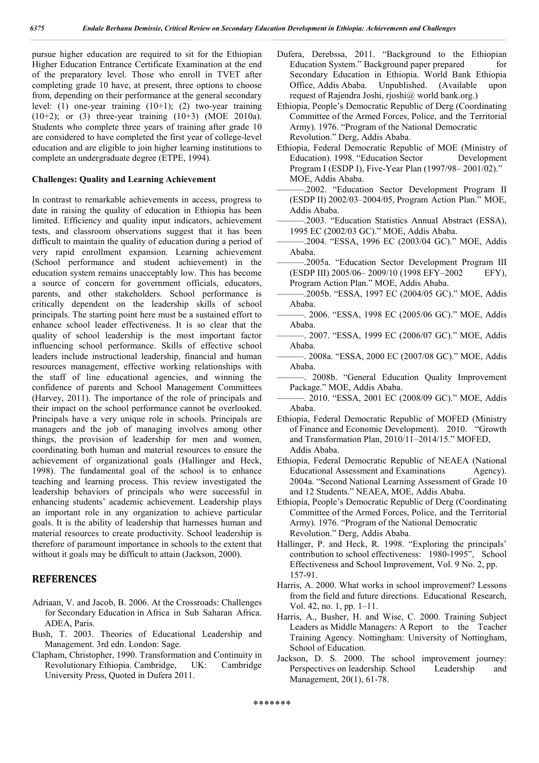pursue higher education are required to sit for the Ethiopian Higher Education Entrance Certificate Examination at the end of the preparatory level. Those who enroll in TVET after completing grade 10 have, at present, three options to choose from, depending on their performance at the general secondary level: (1) one-year training (10+1); (2) two-year training (10+2); or (3) three-year training (10+3) (MOE 2010a). Students who complete three years of training after grade 10 are considered to have completed the first year of college-level education and are eligible to join higher learning institutions to complete an undergraduate degree (ETPE, 1994).

**Challenges: Quality and Learning Achievement**

In contrast to remarkable achievements in access, progress to date in raising the quality of education in Ethiopia has been limited. Efficiency and quality input indicators, achievement tests, and classroom observations suggest that it has been difficult to maintain the quality of education during a period of very rapid enrollment expansion. Learning achievement (School performance and student achievement) in the education system remains unacceptably low. This has become a source of concern for government officials, educators, parents, and other stakeholders. School performance is critically dependent on the leadership skills of school principals. The starting point here must be a sustained effort to enhance school leader effectiveness. It is so clear that the quality of school leadership is the most important factor influencing school performance. Skills of effective school leaders include instructional leadership, financial and human resources management, effective working relationships with the staff of line educational agencies, and winning the confidence of parents and School Management Committees (Harvey, 2011). The importance of the role of principals and their impact on the school performance cannot be overlooked. Principals have a very unique role in schools. Principals are managers and the job of managing involves among other things, the provision of leadership for men and women, coordinating both human and material resources to ensure the achievement of organizational goals (Hallinger and Heck, 1998). The fundamental goal of the school is to enhance teaching and learning process. This review investigated the leadership behaviors of principals who were successful in enhancing students' academic achievement. Leadership plays an important role in any organization to achieve particular goals. It is the ability of leadership that harnesses human and material resources to create productivity. School leadership is therefore of paramount importance in schools to the extent that without it goals may be difficult to attain (Jackson, 2000).

## REFERENCES

Adriaan, V. and Jacob, B. 2006. At the Crossroads: Challenges for Secondary Education in Africa in Sub Saharan Africa. ADEA, Paris.

Bush, T. 2003. Theories of Educational Leadership and Management. 3rd edn. London: Sage.

Clapham, Christopher, 1990. Transformation and Continuity in Revolutionary Ethiopia. Cambridge, UK: Cambridge University Press, Quoted in Dufera 2011.

Dufera, Derebssa, 2011. "Background to the Ethiopian Education System." Background paper prepared for Secondary Education in Ethiopia. World Bank Ethiopia Office, Addis Ababa. Unpublished. (Available upon request of Rajendra Joshi, rjoshi@ world bank.org.)

Ethiopia, People's Democratic Republic of Derg (Coordinating Committee of the Armed Forces, Police, and the Territorial Army). 1976. "Program of the National Democratic Revolution." Derg, Addis Ababa.

Ethiopia, Federal Democratic Republic of MOE (Ministry of Education). 1998. "Education Sector Development Program I (ESDP I), Five-Year Plan (1997/98– 2001/02)." MOE, Addis Ababa.

———.2002. "Education Sector Development Program II (ESDP II) 2002/03–2004/05, Program Action Plan." MOE, Addis Ababa.

———.2003. "Education Statistics Annual Abstract (ESSA), 1995 EC (2002/03 GC)." MOE, Addis Ababa.

———.2004. "ESSA, 1996 EC (2003/04 GC)." MOE, Addis Ababa.

———.2005a. "Education Sector Development Program III (ESDP III) 2005/06– 2009/10 (1998 EFY–2002 EFY), Program Action Plan." MOE, Addis Ababa.

———.2005b. "ESSA, 1997 EC (2004/05 GC)." MOE, Addis Ababa.

———. 2006. "ESSA, 1998 EC (2005/06 GC)." MOE, Addis Ababa.

———. 2007. "ESSA, 1999 EC (2006/07 GC)." MOE, Addis Ababa.

———. 2008a. "ESSA, 2000 EC (2007/08 GC)." MOE, Addis Ababa.

———. 2008b. "General Education Quality Improvement Package." MOE, Addis Ababa.

———. 2010. "ESSA, 2001 EC (2008/09 GC)." MOE, Addis Ababa.

Ethiopia, Federal Democratic Republic of MOFED (Ministry of Finance and Economic Development). 2010. "Growth and Transformation Plan, 2010/11–2014/15." MOFED, Addis Ababa.

Ethiopia, Federal Democratic Republic of NEAEA (National Educational Assessment and Examinations Agency). 2004a. "Second National Learning Assessment of Grade 10 and 12 Students." NEAEA, MOE, Addis Ababa.

Ethiopia, People's Democratic Republic of Derg (Coordinating Committee of the Armed Forces, Police, and the Territorial Army). 1976. "Program of the National Democratic Revolution." Derg, Addis Ababa.

Hallinger, P. and Heck, R. 1998. "Exploring the principals' contribution to school effectiveness: 1980-1995", School Effectiveness and School Improvement, Vol. 9 No. 2, pp. 157-91.

Harris, A. 2000. What works in school improvement? Lessons from the field and future directions. Educational Research, Vol. 42, no. 1, pp. 1–11.

Harris, A., Busher, H. and Wise, C. 2000. Training Subject Leaders as Middle Managers: A Report to the Teacher Training Agency. Nottingham: University of Nottingham, School of Education.

Jackson, D. S. 2000. The school improvement journey: Perspectives on leadership. School Leadership and Management, 20(1), 61-78.

\*\*\*\*\*\*\*